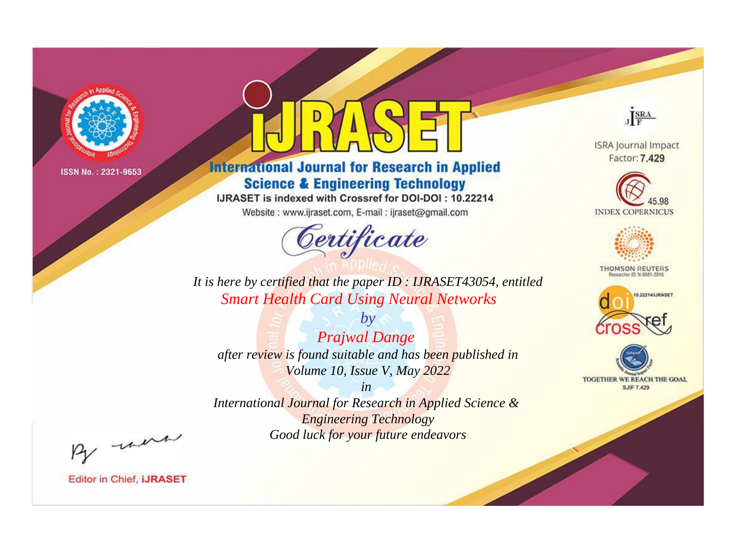ISSN No. : 2321-9653

# IJRASET

## International Journal for Research in Applied Science & Engineering Technology

IJRASET is indexed with Crossref for DOI-DOI : 10.22214

Website : www.ijraset.com, E-mail : ijraset@gmail.com

## Certificate

*It is here by certified that the paper ID : IJRASET43054, entitled*

*Smart Health Card Using Neural Networks*

*by*

*Prajwal Dange*

*after review is found suitable and has been published in*

*Volume 10, Issue V, May 2022*

*in*

*International Journal for Research in Applied Science & Engineering Technology*

*Good luck for your future endeavors*

ISRA Journal Impact Factor: **7.429**

45.98 INDEX COPERNICUS

THOMSON REUTERS Researcher ID: N-9681-2016

10.22214/IJRASET

TOGETHER WE REACH THE GOAL SJIF 7.429

Editor in Chief, **iJRASET**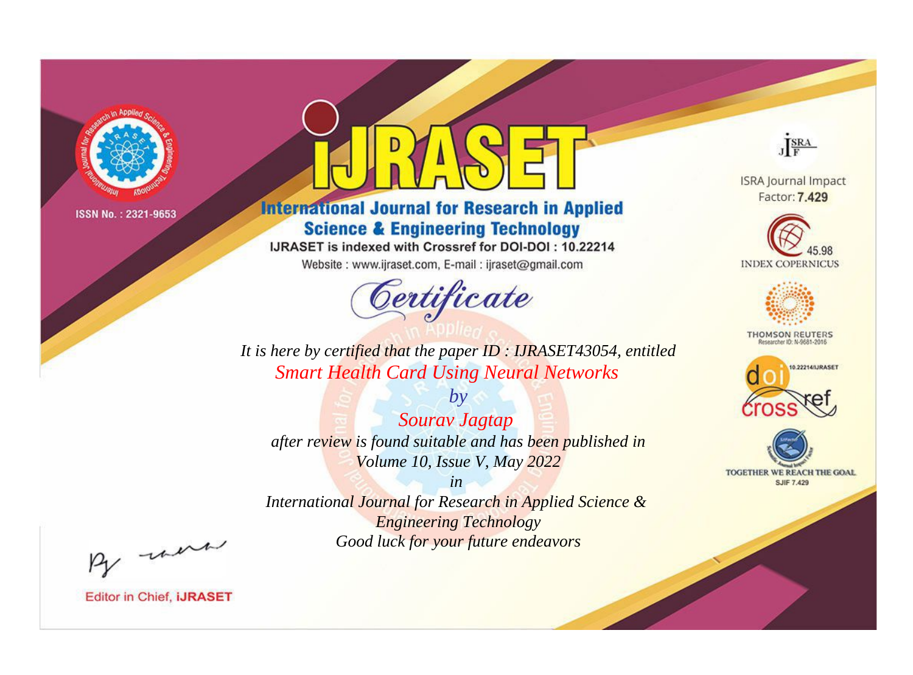ISSN No. : 2321-9653

# IJRASET

## International Journal for Research in Applied Science & Engineering Technology

IJRASET is indexed with Crossref for DOI-DOI : 10.22214

Website : www.ijraset.com, E-mail : ijraset@gmail.com

# Certificate

*It is here by certified that the paper ID : IJRASET43054, entitled*

*Smart Health Card Using Neural Networks*

*by*

*Sourav Jagtap*

*after review is found suitable and has been published in*

*Volume 10, Issue V, May 2022*

*in*

*International Journal for Research in Applied Science & Engineering Technology*

*Good luck for your future endeavors*

ISRA Journal Impact Factor: **7.429**

45.98 INDEX COPERNICUS

THOMSON REUTERS Researcher ID: N-9681-2016

10.22214/IJRASET

TOGETHER WE REACH THE GOAL SJIF 7.429

Editor in Chief, **iJRASET**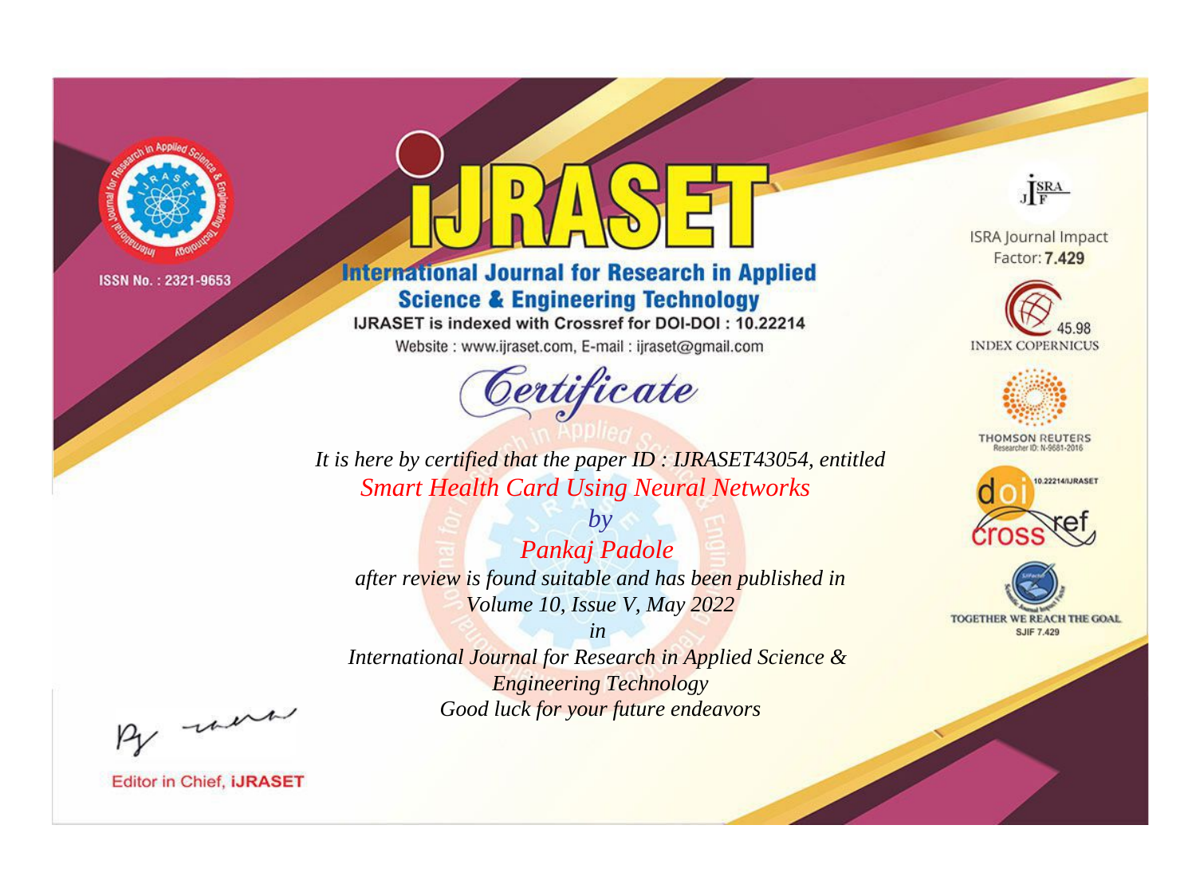ISSN No. : 2321-9653

# iJRASET

## International Journal for Research in Applied Science & Engineering Technology

IJRASET is indexed with Crossref for DOI-DOI : 10.22214

Website : www.ijraset.com, E-mail : ijraset@gmail.com

ISRA Journal Impact Factor: **7.429**

45.98 INDEX COPERNICUS

THOMSON REUTERS Researcher ID: N-9681-2016

10.22214/IJRASET

TOGETHER WE REACH THE GOAL SJIF 7.429

# *Certificate*

*It is here by certified that the paper ID : IJRASET43054, entitled*

*Smart Health Card Using Neural Networks*

*by*

*Pankaj Padole*

*after review is found suitable and has been published in*

*Volume 10, Issue V, May 2022*

*in*

*International Journal for Research in Applied Science & Engineering Technology*

*Good luck for your future endeavors*

Editor in Chief, **iJRASET**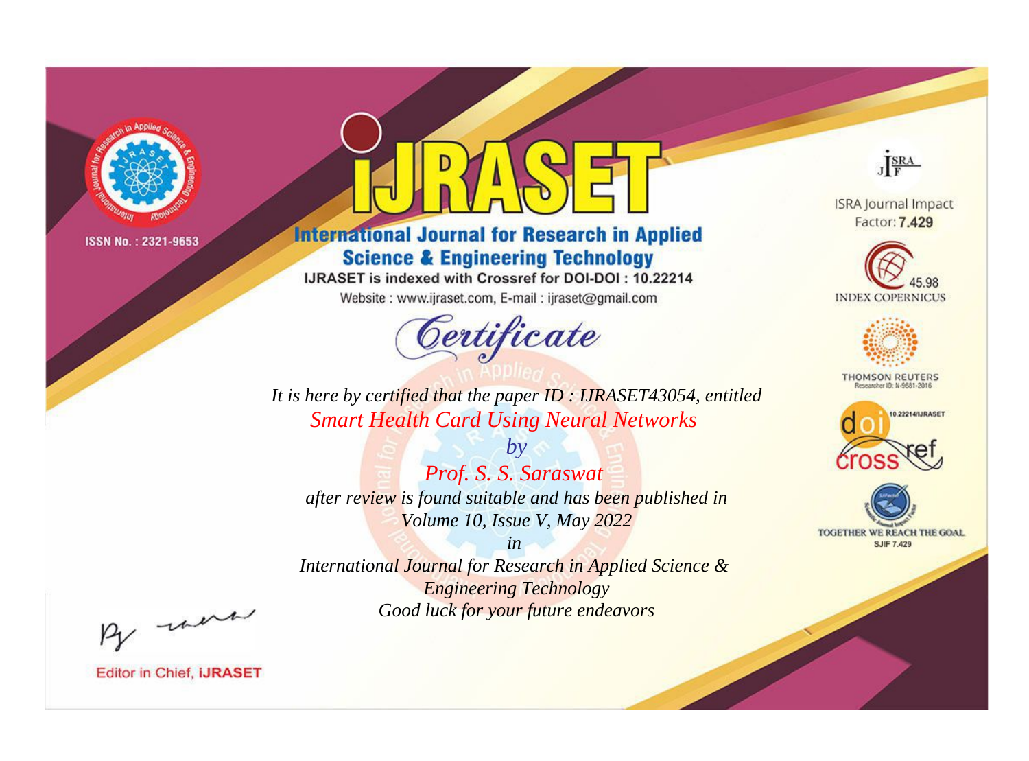ISSN No. : 2321-9653

# iJRASET

## International Journal for Research in Applied Science & Engineering Technology

IJRASET is indexed with Crossref for DOI-DOI : 10.22214

Website : www.ijraset.com, E-mail : ijraset@gmail.com

ISRA Journal Impact Factor: **7.429**

45.98 INDEX COPERNICUS

THOMSON REUTERS Researcher ID: N-9681-2016

10.22214/IJRASET

TOGETHER WE REACH THE GOAL SJIF 7.429

# *Certificate*

*It is here by certified that the paper ID : IJRASET43054, entitled*

*Smart Health Card Using Neural Networks*

*by*

*Prof. S. S. Saraswat*

*after review is found suitable and has been published in*

*Volume 10, Issue V, May 2022*

*in*

*International Journal for Research in Applied Science & Engineering Technology*

*Good luck for your future endeavors*

Editor in Chief, **iJRASET**